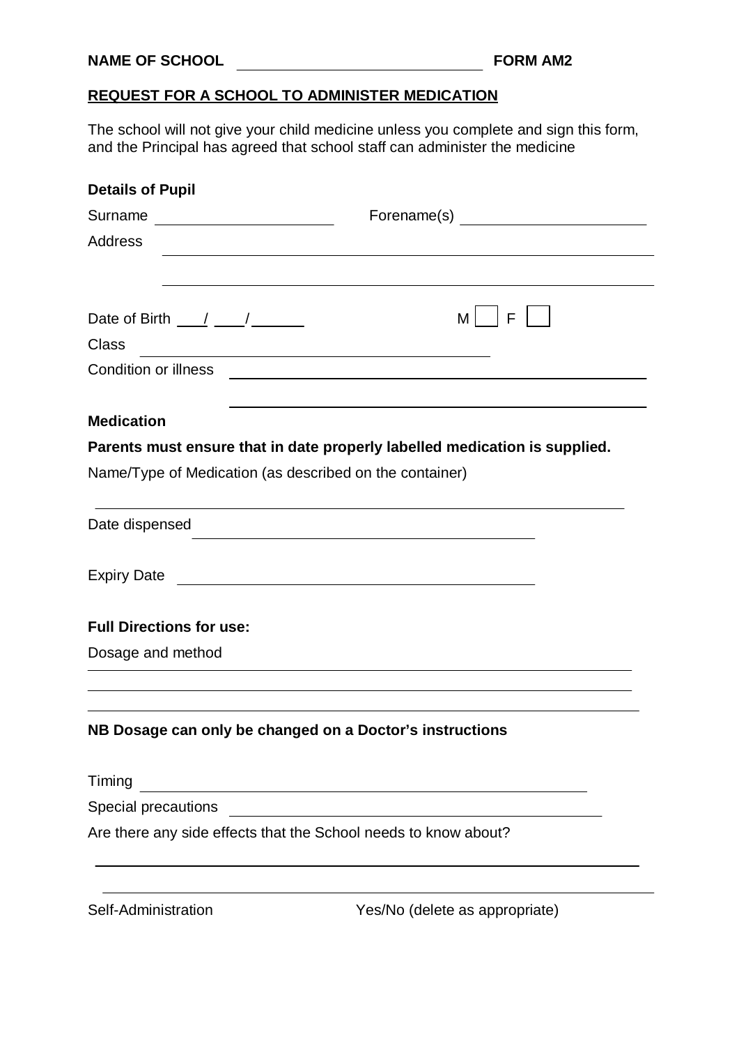**NAME OF SCHOOL** \_\_\_\_\_\_\_\_\_\_\_\_\_\_\_\_\_\_\_\_\_\_\_\_\_\_\_\_ **FORM AM2**

## REQUEST FOR A SCHOOL TO ADMINISTER MEDICATION

The school will not give your child medicine unless you complete and sign this form, and the Principal has agreed that school staff can administer the medicine

**Details of Pupil**

Surname \_\_\_\_\_\_\_\_\_\_\_\_\_\_\_\_\_\_\_\_ Forename(s) \_\_\_\_\_\_\_\_\_\_\_\_\_\_\_\_\_\_\_\_

Address \_\_\_\_\_\_\_\_\_\_\_\_\_\_\_\_\_\_\_\_\_\_\_\_\_\_\_\_\_\_\_\_\_\_\_\_\_\_\_\_\_\_\_\_\_\_\_\_\_\_\_\_

\_\_\_\_\_\_\_\_\_\_\_\_\_\_\_\_\_\_\_\_\_\_\_\_\_\_\_\_\_\_\_\_\_\_\_\_\_\_\_\_\_\_\_\_\_\_\_\_\_\_\_\_

Date of Birth \_\_\_/\_\_\_/\_\_\_\_\_ M [ ] F [ ]

Class \_\_\_\_\_\_\_\_\_\_\_\_\_\_\_\_\_\_\_\_\_\_\_\_\_\_\_\_\_\_\_\_\_\_\_\_

Condition or illness \_\_\_\_\_\_\_\_\_\_\_\_\_\_\_\_\_\_\_\_\_\_\_\_\_\_\_\_\_\_\_\_\_\_\_\_\_\_\_\_

\_\_\_\_\_\_\_\_\_\_\_\_\_\_\_\_\_\_\_\_\_\_\_\_\_\_\_\_\_\_\_\_\_\_\_\_\_\_\_\_

**Medication**

**Parents must ensure that in date properly labelled medication is supplied.**

Name/Type of Medication (as described on the container)

\_\_\_\_\_\_\_\_\_\_\_\_\_\_\_\_\_\_\_\_\_\_\_\_\_\_\_\_\_\_\_\_\_\_\_\_\_\_\_\_\_\_\_\_\_\_\_\_\_\_\_\_\_\_\_\_

Date dispensed \_\_\_\_\_\_\_\_\_\_\_\_\_\_\_\_\_\_\_\_\_\_\_\_\_\_\_\_\_\_\_\_\_\_\_\_

Expiry Date \_\_\_\_\_\_\_\_\_\_\_\_\_\_\_\_\_\_\_\_\_\_\_\_\_\_\_\_\_\_\_\_\_\_\_\_

**Full Directions for use:**

Dosage and method

\_\_\_\_\_\_\_\_\_\_\_\_\_\_\_\_\_\_\_\_\_\_\_\_\_\_\_\_\_\_\_\_\_\_\_\_\_\_\_\_\_\_\_\_\_\_\_\_\_\_\_\_\_\_\_\_

\_\_\_\_\_\_\_\_\_\_\_\_\_\_\_\_\_\_\_\_\_\_\_\_\_\_\_\_\_\_\_\_\_\_\_\_\_\_\_\_\_\_\_\_\_\_\_\_\_\_\_\_\_\_\_\_

\_\_\_\_\_\_\_\_\_\_\_\_\_\_\_\_\_\_\_\_\_\_\_\_\_\_\_\_\_\_\_\_\_\_\_\_\_\_\_\_\_\_\_\_\_\_\_\_\_\_\_\_\_\_\_\_

**NB Dosage can only be changed on a Doctor's instructions**

Timing \_\_\_\_\_\_\_\_\_\_\_\_\_\_\_\_\_\_\_\_\_\_\_\_\_\_\_\_\_\_\_\_\_\_\_\_\_\_\_\_\_\_\_\_

Special precautions \_\_\_\_\_\_\_\_\_\_\_\_\_\_\_\_\_\_\_\_\_\_\_\_\_\_\_\_\_\_\_\_\_\_\_\_\_\_

Are there any side effects that the School needs to know about?

\_\_\_\_\_\_\_\_\_\_\_\_\_\_\_\_\_\_\_\_\_\_\_\_\_\_\_\_\_\_\_\_\_\_\_\_\_\_\_\_\_\_\_\_\_\_\_\_\_\_\_\_\_\_\_\_

\_\_\_\_\_\_\_\_\_\_\_\_\_\_\_\_\_\_\_\_\_\_\_\_\_\_\_\_\_\_\_\_\_\_\_\_\_\_\_\_\_\_\_\_\_\_\_\_\_\_\_\_\_\_\_\_

Self-Administration Yes/No (delete as appropriate)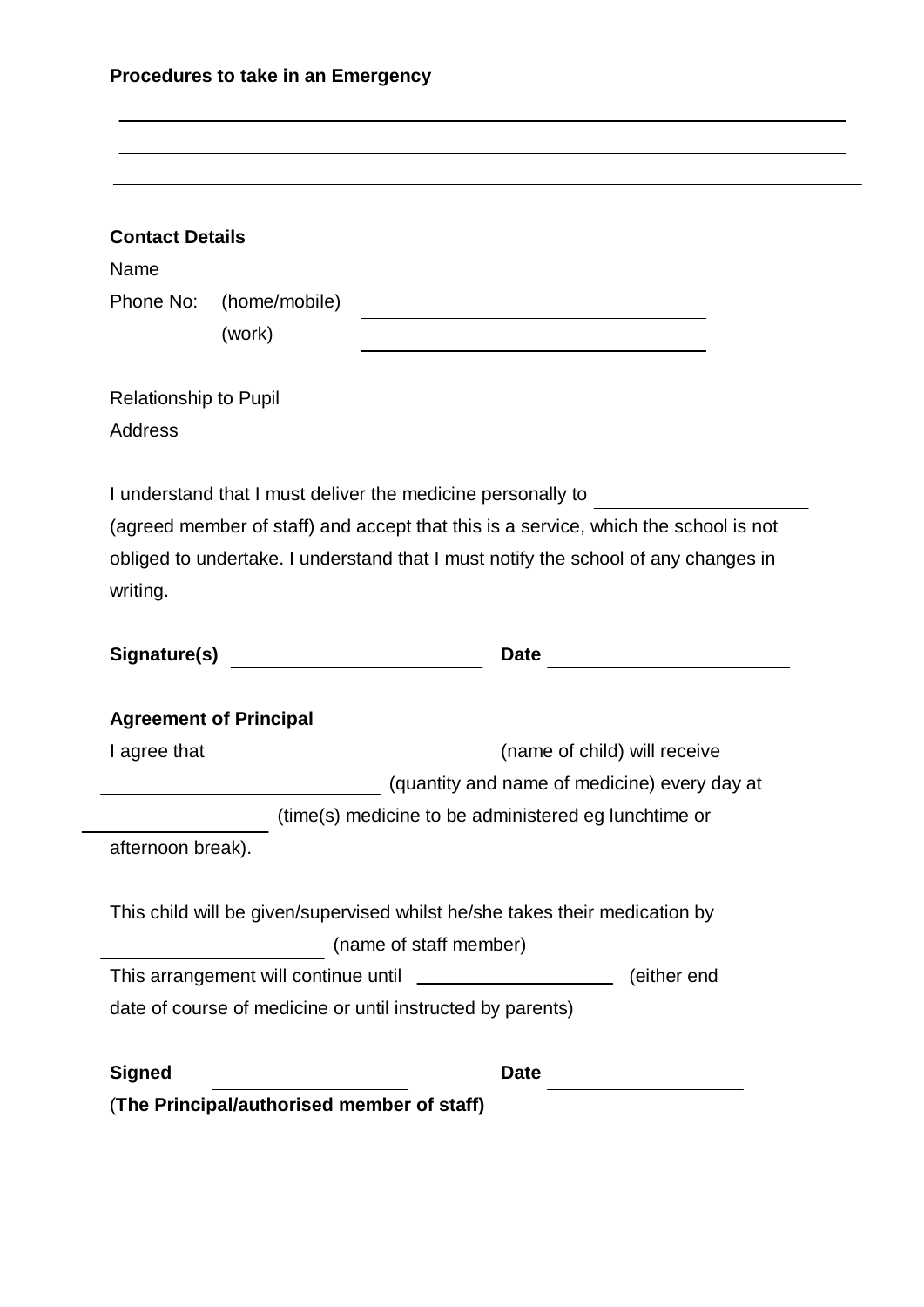**Procedures to take in an Emergency**

______________________________________________________________________________

______________________________________________________________________________

______________________________________________________________________________

**Contact Details**

Name ______________________________________________________________

Phone No: (home/mobile) ______________________________

(work) ______________________________

Relationship to Pupil

Address

I understand that I must deliver the medicine personally to ____________________ (agreed member of staff) and accept that this is a service, which the school is not obliged to undertake. I understand that I must notify the school of any changes in writing.

**Signature(s)** ______________________ **Date** ______________________

**Agreement of Principal**

I agree that ______________________ (name of child) will receive ______________________ (quantity and name of medicine) every day at ________________ (time(s) medicine to be administered eg lunchtime or afternoon break).

This child will be given/supervised whilst he/she takes their medication by ____________________ (name of staff member)

This arrangement will continue until __________________ (either end date of course of medicine or until instructed by parents)

**Signed** __________________ **Date** __________________

(**The Principal/authorised member of staff)**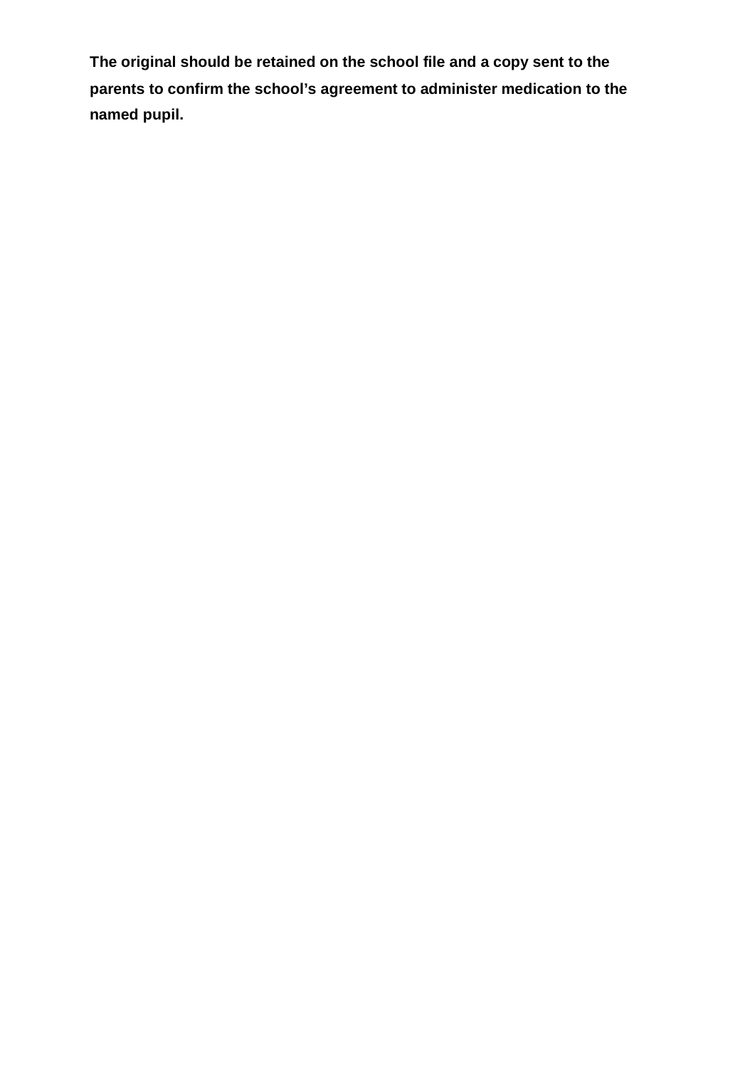**The original should be retained on the school file and a copy sent to the parents to confirm the school's agreement to administer medication to the named pupil.**